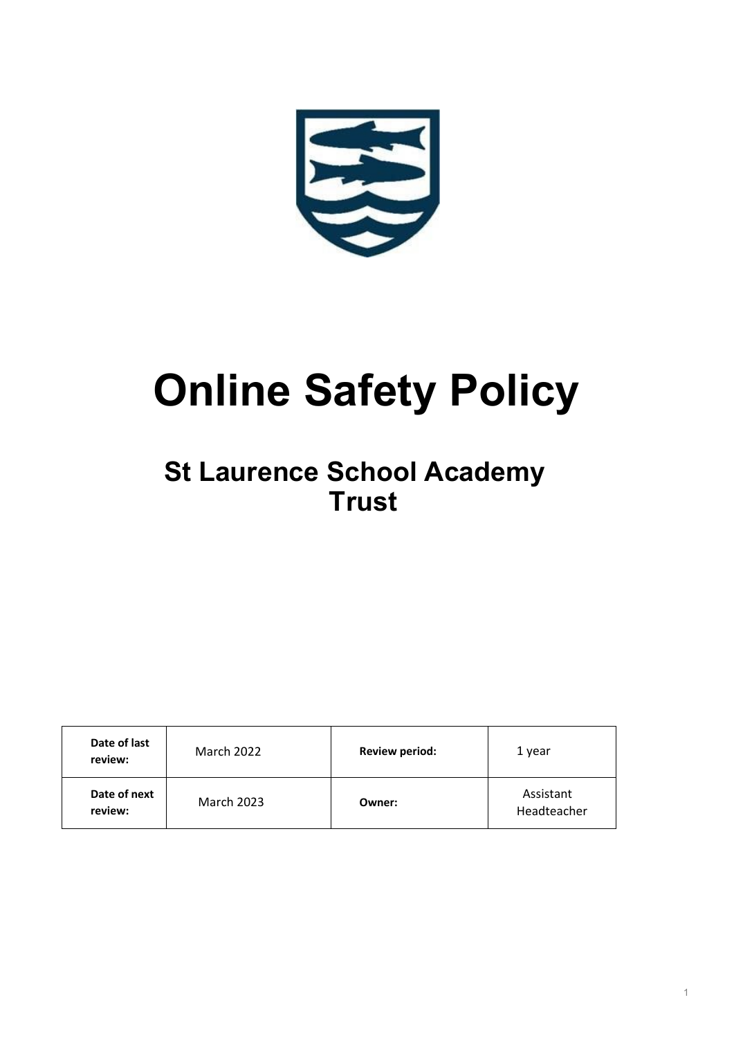# Online Safety Policy

## St Laurence School Academy Trust

| Date of last review: | March 2022 | Review period: | 1 year |
|---|---|---|---|
| Date of next review: | March 2023 | Owner: | Assistant Headteacher |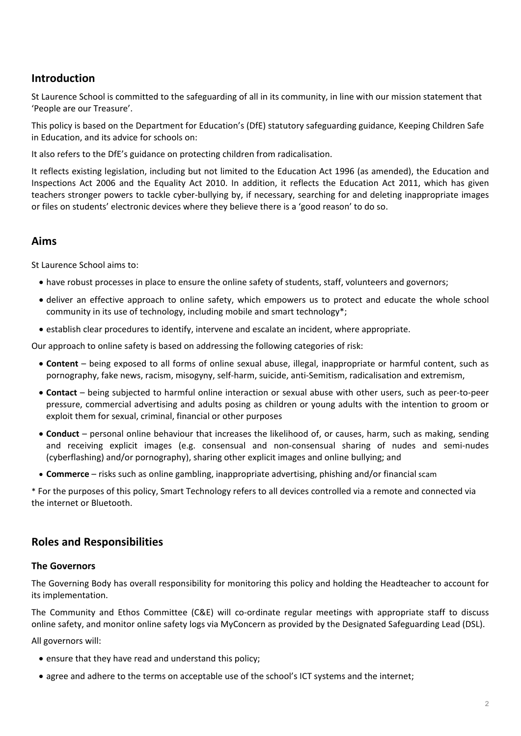## Introduction

St Laurence School is committed to the safeguarding of all in its community, in line with our mission statement that 'People are our Treasure'.

This policy is based on the Department for Education's (DfE) statutory safeguarding guidance, Keeping Children Safe in Education, and its advice for schools on:

It also refers to the DfE's guidance on protecting children from radicalisation.

It reflects existing legislation, including but not limited to the Education Act 1996 (as amended), the Education and Inspections Act 2006 and the Equality Act 2010. In addition, it reflects the Education Act 2011, which has given teachers stronger powers to tackle cyber-bullying by, if necessary, searching for and deleting inappropriate images or files on students' electronic devices where they believe there is a 'good reason' to do so.

## Aims

St Laurence School aims to:

- have robust processes in place to ensure the online safety of students, staff, volunteers and governors;
- deliver an effective approach to online safety, which empowers us to protect and educate the whole school community in its use of technology, including mobile and smart technology*;
- establish clear procedures to identify, intervene and escalate an incident, where appropriate.

Our approach to online safety is based on addressing the following categories of risk:

- **Content** – being exposed to all forms of online sexual abuse, illegal, inappropriate or harmful content, such as pornography, fake news, racism, misogyny, self-harm, suicide, anti-Semitism, radicalisation and extremism,
- **Contact** – being subjected to harmful online interaction or sexual abuse with other users, such as peer-to-peer pressure, commercial advertising and adults posing as children or young adults with the intention to groom or exploit them for sexual, criminal, financial or other purposes
- **Conduct** – personal online behaviour that increases the likelihood of, or causes, harm, such as making, sending and receiving explicit images (e.g. consensual and non-consensual sharing of nudes and semi-nudes (cyberflashing) and/or pornography), sharing other explicit images and online bullying; and
- **Commerce** – risks such as online gambling, inappropriate advertising, phishing and/or financial scam

* For the purposes of this policy, Smart Technology refers to all devices controlled via a remote and connected via the internet or Bluetooth.

## Roles and Responsibilities

### The Governors

The Governing Body has overall responsibility for monitoring this policy and holding the Headteacher to account for its implementation.

The Community and Ethos Committee (C&E) will co-ordinate regular meetings with appropriate staff to discuss online safety, and monitor online safety logs via MyConcern as provided by the Designated Safeguarding Lead (DSL).

All governors will:

- ensure that they have read and understand this policy;
- agree and adhere to the terms on acceptable use of the school's ICT systems and the internet;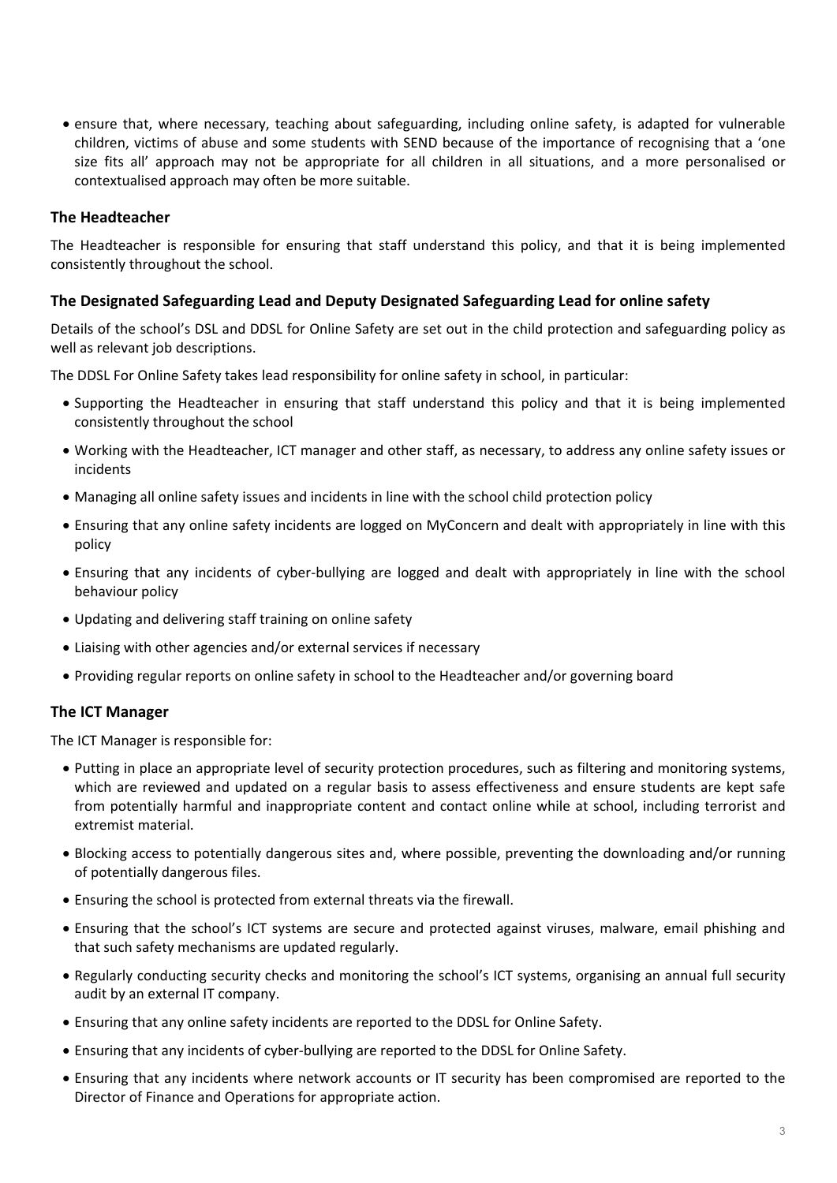- ensure that, where necessary, teaching about safeguarding, including online safety, is adapted for vulnerable children, victims of abuse and some students with SEND because of the importance of recognising that a 'one size fits all' approach may not be appropriate for all children in all situations, and a more personalised or contextualised approach may often be more suitable.

### The Headteacher

The Headteacher is responsible for ensuring that staff understand this policy, and that it is being implemented consistently throughout the school.

### The Designated Safeguarding Lead and Deputy Designated Safeguarding Lead for online safety

Details of the school's DSL and DDSL for Online Safety are set out in the child protection and safeguarding policy as well as relevant job descriptions.

The DDSL For Online Safety takes lead responsibility for online safety in school, in particular:

- Supporting the Headteacher in ensuring that staff understand this policy and that it is being implemented consistently throughout the school
- Working with the Headteacher, ICT manager and other staff, as necessary, to address any online safety issues or incidents
- Managing all online safety issues and incidents in line with the school child protection policy
- Ensuring that any online safety incidents are logged on MyConcern and dealt with appropriately in line with this policy
- Ensuring that any incidents of cyber-bullying are logged and dealt with appropriately in line with the school behaviour policy
- Updating and delivering staff training on online safety
- Liaising with other agencies and/or external services if necessary
- Providing regular reports on online safety in school to the Headteacher and/or governing board

### The ICT Manager

The ICT Manager is responsible for:

- Putting in place an appropriate level of security protection procedures, such as filtering and monitoring systems, which are reviewed and updated on a regular basis to assess effectiveness and ensure students are kept safe from potentially harmful and inappropriate content and contact online while at school, including terrorist and extremist material.
- Blocking access to potentially dangerous sites and, where possible, preventing the downloading and/or running of potentially dangerous files.
- Ensuring the school is protected from external threats via the firewall.
- Ensuring that the school's ICT systems are secure and protected against viruses, malware, email phishing and that such safety mechanisms are updated regularly.
- Regularly conducting security checks and monitoring the school's ICT systems, organising an annual full security audit by an external IT company.
- Ensuring that any online safety incidents are reported to the DDSL for Online Safety.
- Ensuring that any incidents of cyber-bullying are reported to the DDSL for Online Safety.
- Ensuring that any incidents where network accounts or IT security has been compromised are reported to the Director of Finance and Operations for appropriate action.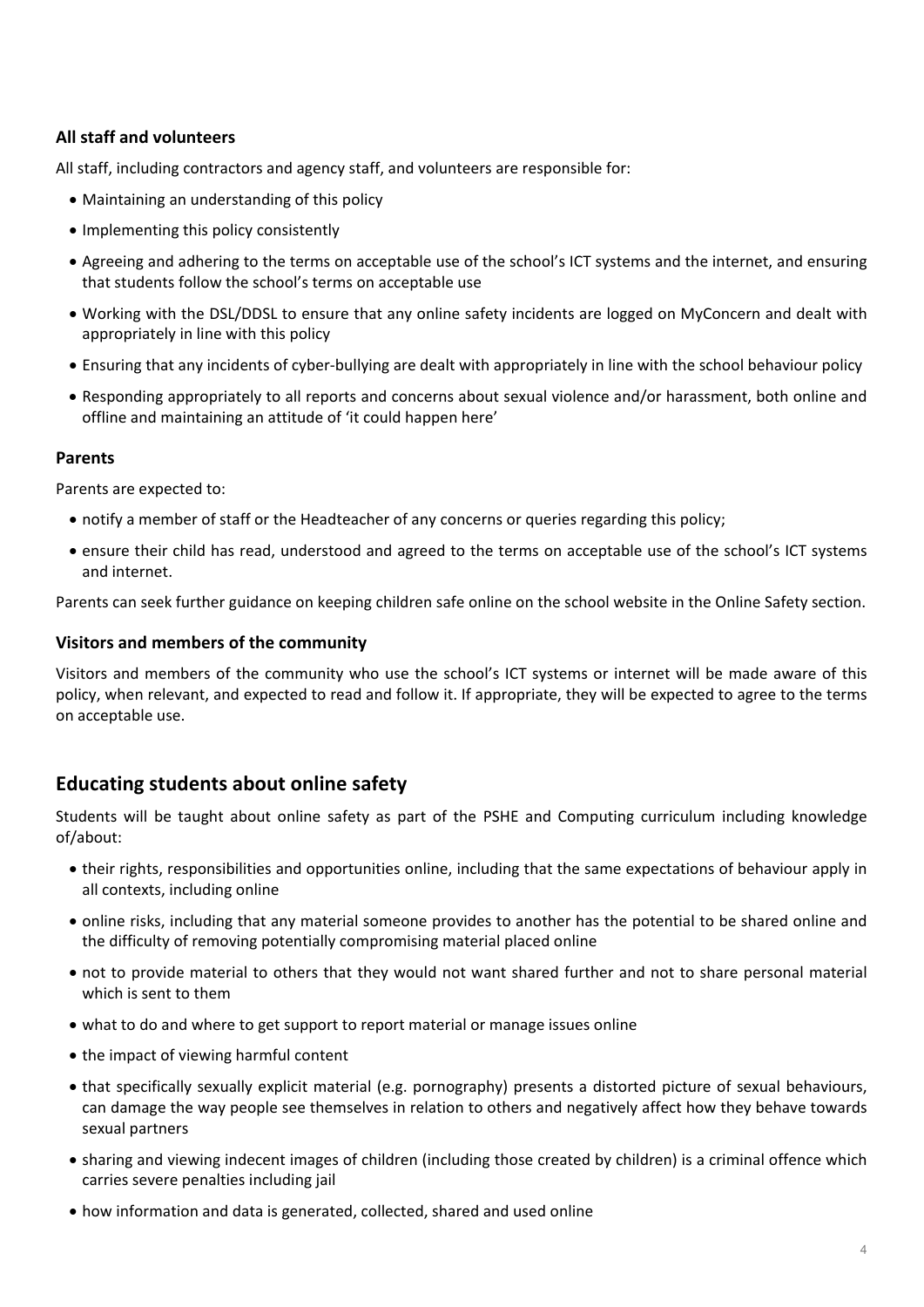### All staff and volunteers

All staff, including contractors and agency staff, and volunteers are responsible for:

- Maintaining an understanding of this policy
- Implementing this policy consistently
- Agreeing and adhering to the terms on acceptable use of the school's ICT systems and the internet, and ensuring that students follow the school's terms on acceptable use
- Working with the DSL/DDSL to ensure that any online safety incidents are logged on MyConcern and dealt with appropriately in line with this policy
- Ensuring that any incidents of cyber-bullying are dealt with appropriately in line with the school behaviour policy
- Responding appropriately to all reports and concerns about sexual violence and/or harassment, both online and offline and maintaining an attitude of 'it could happen here'

### Parents

Parents are expected to:

- notify a member of staff or the Headteacher of any concerns or queries regarding this policy;
- ensure their child has read, understood and agreed to the terms on acceptable use of the school's ICT systems and internet.

Parents can seek further guidance on keeping children safe online on the school website in the Online Safety section.

### Visitors and members of the community

Visitors and members of the community who use the school's ICT systems or internet will be made aware of this policy, when relevant, and expected to read and follow it. If appropriate, they will be expected to agree to the terms on acceptable use.

## Educating students about online safety

Students will be taught about online safety as part of the PSHE and Computing curriculum including knowledge of/about:

- their rights, responsibilities and opportunities online, including that the same expectations of behaviour apply in all contexts, including online
- online risks, including that any material someone provides to another has the potential to be shared online and the difficulty of removing potentially compromising material placed online
- not to provide material to others that they would not want shared further and not to share personal material which is sent to them
- what to do and where to get support to report material or manage issues online
- the impact of viewing harmful content
- that specifically sexually explicit material (e.g. pornography) presents a distorted picture of sexual behaviours, can damage the way people see themselves in relation to others and negatively affect how they behave towards sexual partners
- sharing and viewing indecent images of children (including those created by children) is a criminal offence which carries severe penalties including jail
- how information and data is generated, collected, shared and used online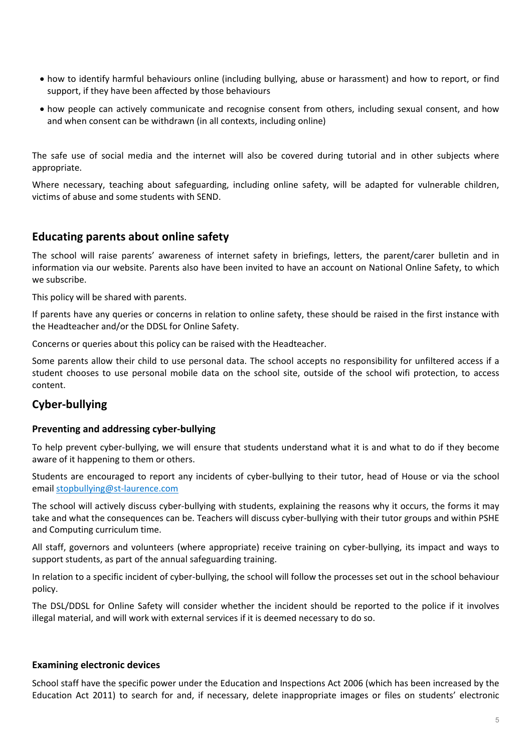- how to identify harmful behaviours online (including bullying, abuse or harassment) and how to report, or find support, if they have been affected by those behaviours
- how people can actively communicate and recognise consent from others, including sexual consent, and how and when consent can be withdrawn (in all contexts, including online)

The safe use of social media and the internet will also be covered during tutorial and in other subjects where appropriate.

Where necessary, teaching about safeguarding, including online safety, will be adapted for vulnerable children, victims of abuse and some students with SEND.

## Educating parents about online safety

The school will raise parents' awareness of internet safety in briefings, letters, the parent/carer bulletin and in information via our website. Parents also have been invited to have an account on National Online Safety, to which we subscribe.

This policy will be shared with parents.

If parents have any queries or concerns in relation to online safety, these should be raised in the first instance with the Headteacher and/or the DDSL for Online Safety.

Concerns or queries about this policy can be raised with the Headteacher.

Some parents allow their child to use personal data. The school accepts no responsibility for unfiltered access if a student chooses to use personal mobile data on the school site, outside of the school wifi protection, to access content.

## Cyber-bullying

### Preventing and addressing cyber-bullying

To help prevent cyber-bullying, we will ensure that students understand what it is and what to do if they become aware of it happening to them or others.

Students are encouraged to report any incidents of cyber-bullying to their tutor, head of House or via the school email stopbullying@st-laurence.com

The school will actively discuss cyber-bullying with students, explaining the reasons why it occurs, the forms it may take and what the consequences can be. Teachers will discuss cyber-bullying with their tutor groups and within PSHE and Computing curriculum time.

All staff, governors and volunteers (where appropriate) receive training on cyber-bullying, its impact and ways to support students, as part of the annual safeguarding training.

In relation to a specific incident of cyber-bullying, the school will follow the processes set out in the school behaviour policy.

The DSL/DDSL for Online Safety will consider whether the incident should be reported to the police if it involves illegal material, and will work with external services if it is deemed necessary to do so.

### Examining electronic devices

School staff have the specific power under the Education and Inspections Act 2006 (which has been increased by the Education Act 2011) to search for and, if necessary, delete inappropriate images or files on students' electronic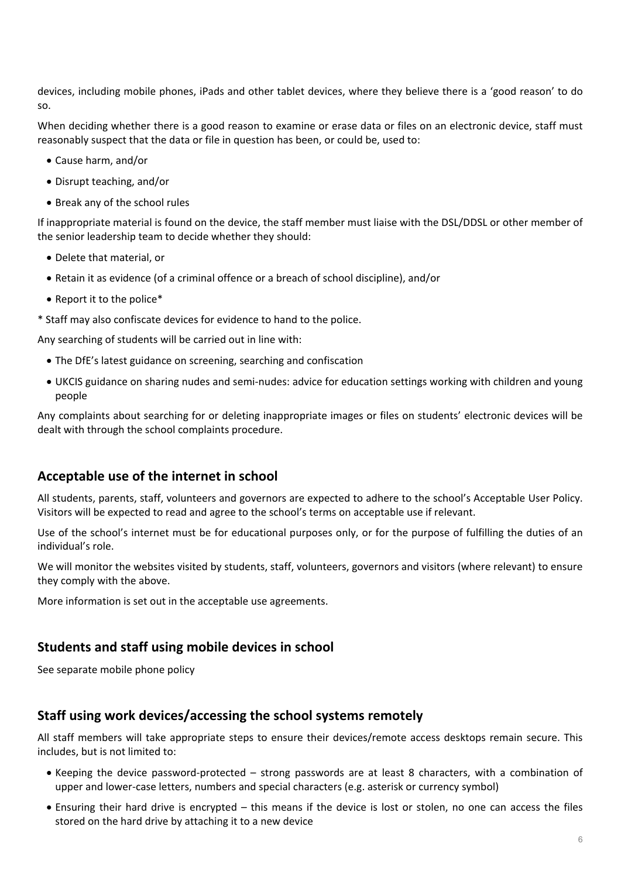devices, including mobile phones, iPads and other tablet devices, where they believe there is a 'good reason' to do so.

When deciding whether there is a good reason to examine or erase data or files on an electronic device, staff must reasonably suspect that the data or file in question has been, or could be, used to:

- Cause harm, and/or
- Disrupt teaching, and/or
- Break any of the school rules

If inappropriate material is found on the device, the staff member must liaise with the DSL/DDSL or other member of the senior leadership team to decide whether they should:

- Delete that material, or
- Retain it as evidence (of a criminal offence or a breach of school discipline), and/or
- Report it to the police*

* Staff may also confiscate devices for evidence to hand to the police.

Any searching of students will be carried out in line with:

- The DfE's latest guidance on screening, searching and confiscation
- UKCIS guidance on sharing nudes and semi-nudes: advice for education settings working with children and young people

Any complaints about searching for or deleting inappropriate images or files on students' electronic devices will be dealt with through the school complaints procedure.

## Acceptable use of the internet in school

All students, parents, staff, volunteers and governors are expected to adhere to the school's Acceptable User Policy. Visitors will be expected to read and agree to the school's terms on acceptable use if relevant.

Use of the school's internet must be for educational purposes only, or for the purpose of fulfilling the duties of an individual's role.

We will monitor the websites visited by students, staff, volunteers, governors and visitors (where relevant) to ensure they comply with the above.

More information is set out in the acceptable use agreements.

## Students and staff using mobile devices in school

See separate mobile phone policy

## Staff using work devices/accessing the school systems remotely

All staff members will take appropriate steps to ensure their devices/remote access desktops remain secure. This includes, but is not limited to:

- Keeping the device password-protected – strong passwords are at least 8 characters, with a combination of upper and lower-case letters, numbers and special characters (e.g. asterisk or currency symbol)
- Ensuring their hard drive is encrypted – this means if the device is lost or stolen, no one can access the files stored on the hard drive by attaching it to a new device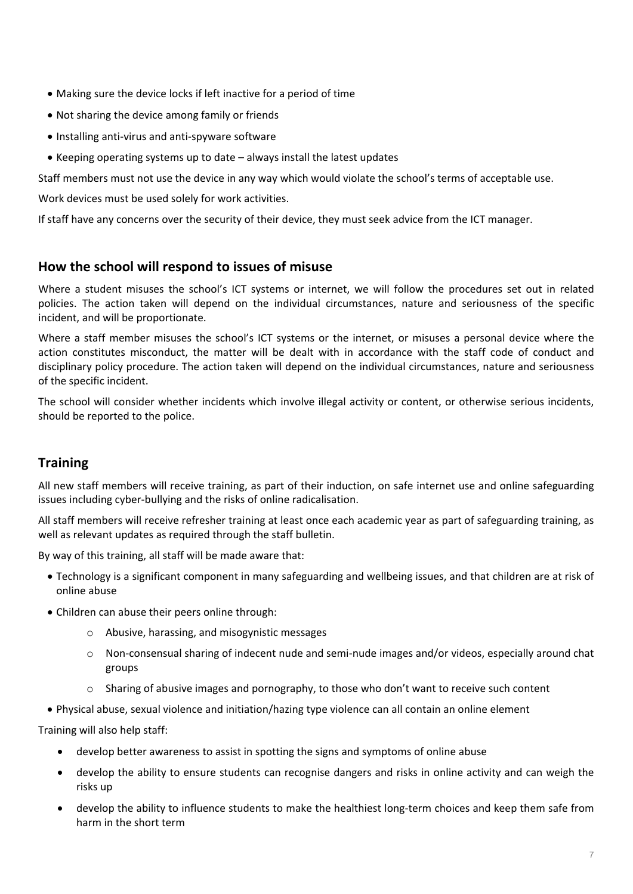- Making sure the device locks if left inactive for a period of time
- Not sharing the device among family or friends
- Installing anti-virus and anti-spyware software
- Keeping operating systems up to date – always install the latest updates

Staff members must not use the device in any way which would violate the school's terms of acceptable use.

Work devices must be used solely for work activities.

If staff have any concerns over the security of their device, they must seek advice from the ICT manager.

## How the school will respond to issues of misuse

Where a student misuses the school's ICT systems or internet, we will follow the procedures set out in related policies. The action taken will depend on the individual circumstances, nature and seriousness of the specific incident, and will be proportionate.

Where a staff member misuses the school's ICT systems or the internet, or misuses a personal device where the action constitutes misconduct, the matter will be dealt with in accordance with the staff code of conduct and disciplinary policy procedure. The action taken will depend on the individual circumstances, nature and seriousness of the specific incident.

The school will consider whether incidents which involve illegal activity or content, or otherwise serious incidents, should be reported to the police.

## Training

All new staff members will receive training, as part of their induction, on safe internet use and online safeguarding issues including cyber-bullying and the risks of online radicalisation.

All staff members will receive refresher training at least once each academic year as part of safeguarding training, as well as relevant updates as required through the staff bulletin.

By way of this training, all staff will be made aware that:

- Technology is a significant component in many safeguarding and wellbeing issues, and that children are at risk of online abuse
- Children can abuse their peers online through:
    - Abusive, harassing, and misogynistic messages
    - Non-consensual sharing of indecent nude and semi-nude images and/or videos, especially around chat groups
    - Sharing of abusive images and pornography, to those who don't want to receive such content
- Physical abuse, sexual violence and initiation/hazing type violence can all contain an online element

Training will also help staff:

- develop better awareness to assist in spotting the signs and symptoms of online abuse
- develop the ability to ensure students can recognise dangers and risks in online activity and can weigh the risks up
- develop the ability to influence students to make the healthiest long-term choices and keep them safe from harm in the short term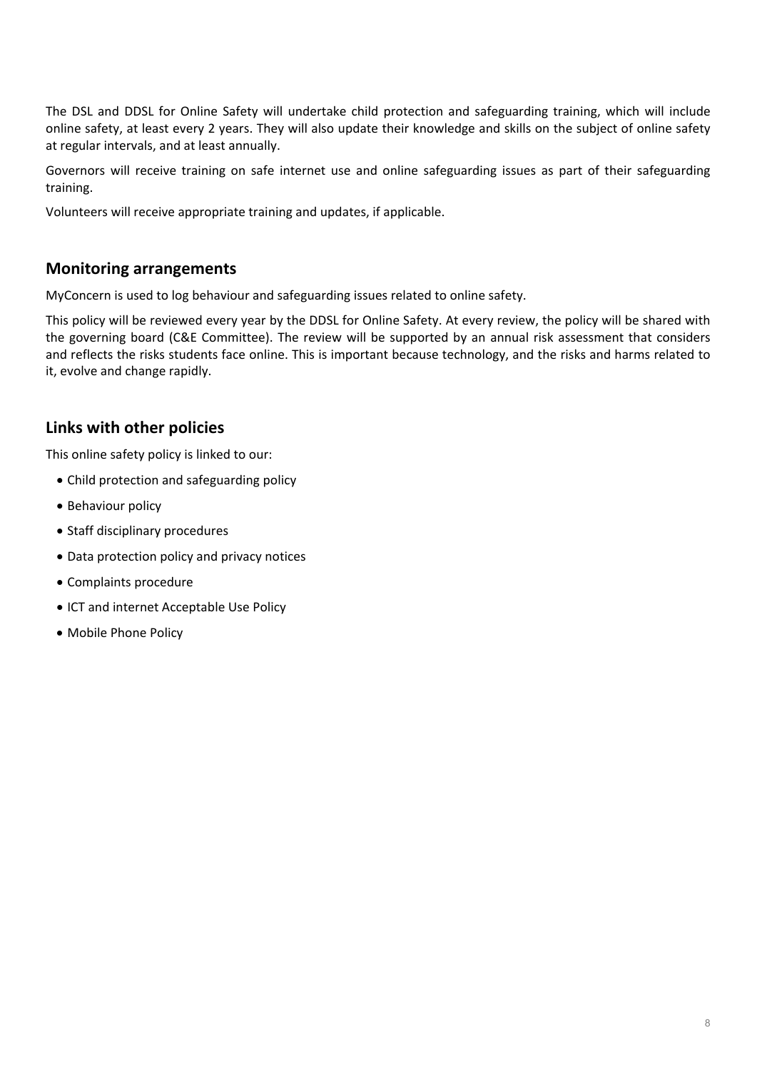The DSL and DDSL for Online Safety will undertake child protection and safeguarding training, which will include online safety, at least every 2 years. They will also update their knowledge and skills on the subject of online safety at regular intervals, and at least annually.

Governors will receive training on safe internet use and online safeguarding issues as part of their safeguarding training.

Volunteers will receive appropriate training and updates, if applicable.

## Monitoring arrangements

MyConcern is used to log behaviour and safeguarding issues related to online safety.

This policy will be reviewed every year by the DDSL for Online Safety. At every review, the policy will be shared with the governing board (C&E Committee). The review will be supported by an annual risk assessment that considers and reflects the risks students face online. This is important because technology, and the risks and harms related to it, evolve and change rapidly.

## Links with other policies

This online safety policy is linked to our:

- Child protection and safeguarding policy
- Behaviour policy
- Staff disciplinary procedures
- Data protection policy and privacy notices
- Complaints procedure
- ICT and internet Acceptable Use Policy
- Mobile Phone Policy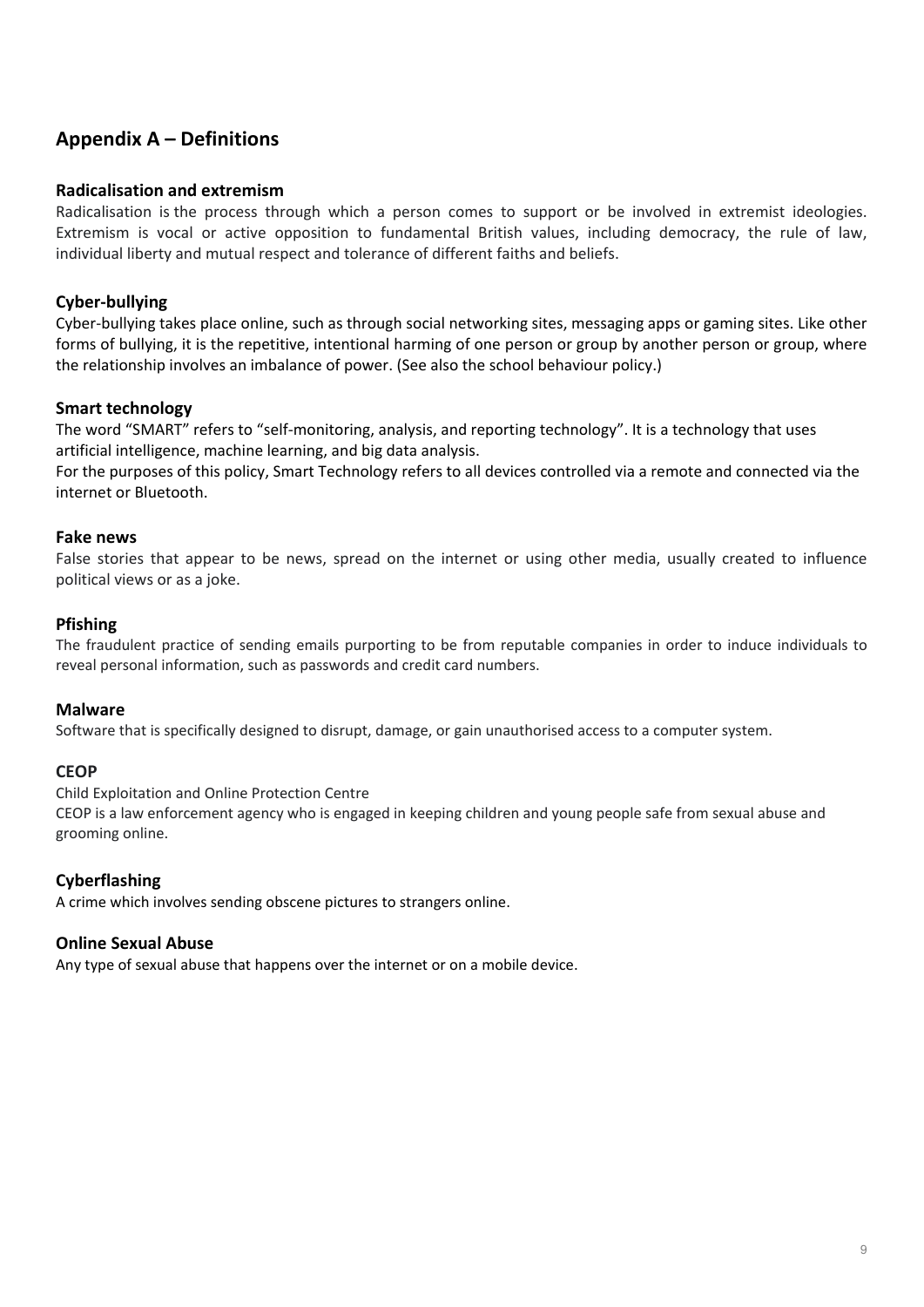## Appendix A – Definitions

### Radicalisation and extremism

Radicalisation is the process through which a person comes to support or be involved in extremist ideologies. Extremism is vocal or active opposition to fundamental British values, including democracy, the rule of law, individual liberty and mutual respect and tolerance of different faiths and beliefs.

### Cyber-bullying

Cyber-bullying takes place online, such as through social networking sites, messaging apps or gaming sites. Like other forms of bullying, it is the repetitive, intentional harming of one person or group by another person or group, where the relationship involves an imbalance of power. (See also the school behaviour policy.)

### Smart technology

The word "SMART" refers to "self-monitoring, analysis, and reporting technology". It is a technology that uses artificial intelligence, machine learning, and big data analysis.

For the purposes of this policy, Smart Technology refers to all devices controlled via a remote and connected via the internet or Bluetooth.

### Fake news

False stories that appear to be news, spread on the internet or using other media, usually created to influence political views or as a joke.

### Pfishing

The fraudulent practice of sending emails purporting to be from reputable companies in order to induce individuals to reveal personal information, such as passwords and credit card numbers.

### Malware

Software that is specifically designed to disrupt, damage, or gain unauthorised access to a computer system.

### CEOP

Child Exploitation and Online Protection Centre

CEOP is a law enforcement agency who is engaged in keeping children and young people safe from sexual abuse and grooming online.

### Cyberflashing

A crime which involves sending obscene pictures to strangers online.

### Online Sexual Abuse

Any type of sexual abuse that happens over the internet or on a mobile device.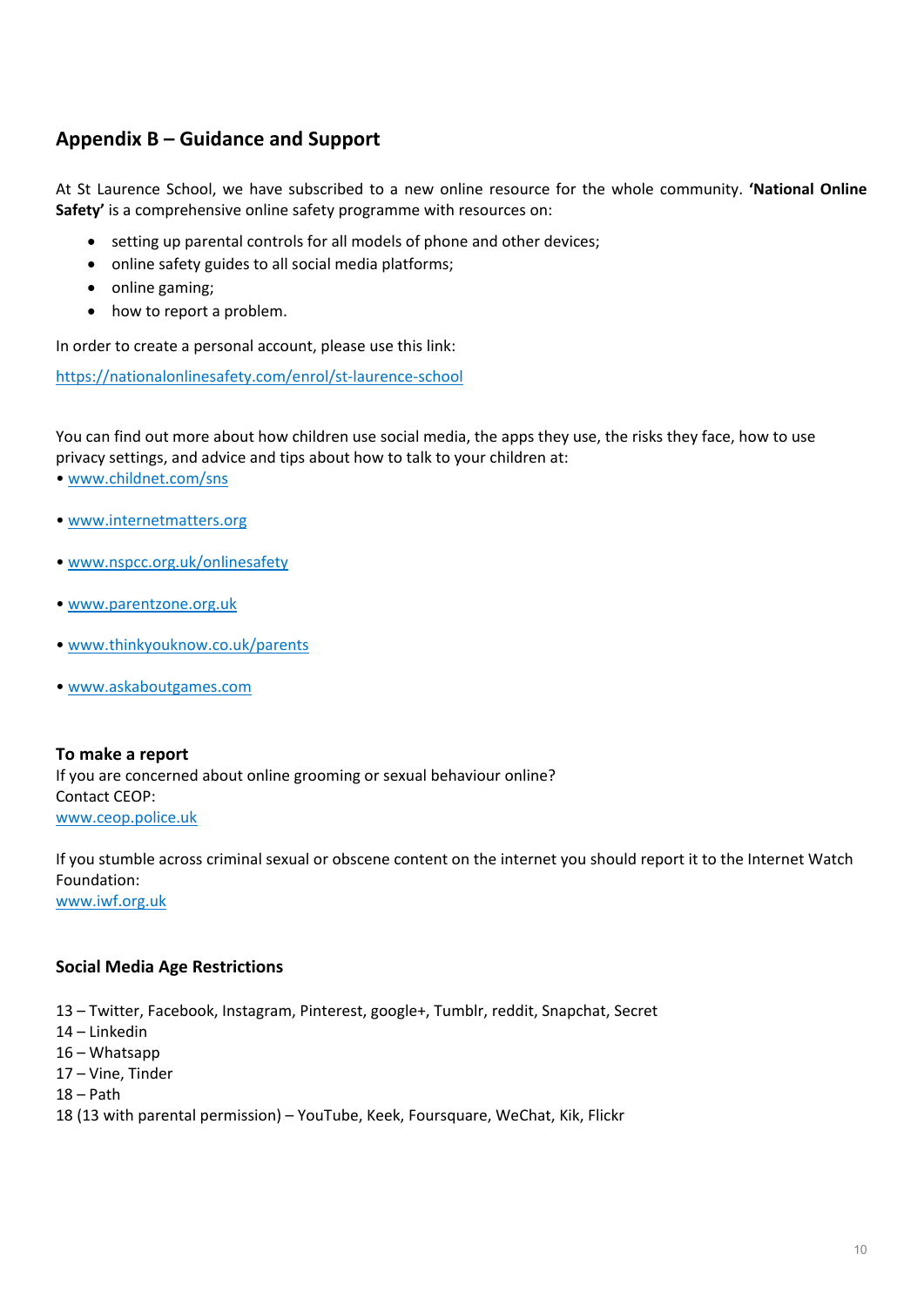## Appendix B – Guidance and Support

At St Laurence School, we have subscribed to a new online resource for the whole community. **'National Online Safety'** is a comprehensive online safety programme with resources on:

- setting up parental controls for all models of phone and other devices;
- online safety guides to all social media platforms;
- online gaming;
- how to report a problem.

In order to create a personal account, please use this link:

https://nationalonlinesafety.com/enrol/st-laurence-school

You can find out more about how children use social media, the apps they use, the risks they face, how to use privacy settings, and advice and tips about how to talk to your children at:

- www.childnet.com/sns
- www.internetmatters.org
- www.nspcc.org.uk/onlinesafety
- www.parentzone.org.uk
- www.thinkyouknow.co.uk/parents
- www.askaboutgames.com

**To make a report**

If you are concerned about online grooming or sexual behaviour online?
Contact CEOP:
www.ceop.police.uk

If you stumble across criminal sexual or obscene content on the internet you should report it to the Internet Watch Foundation:
www.iwf.org.uk

**Social Media Age Restrictions**

13 – Twitter, Facebook, Instagram, Pinterest, google+, Tumblr, reddit, Snapchat, Secret
14 – Linkedin
16 – Whatsapp
17 – Vine, Tinder
18 – Path
18 (13 with parental permission) – YouTube, Keek, Foursquare, WeChat, Kik, Flickr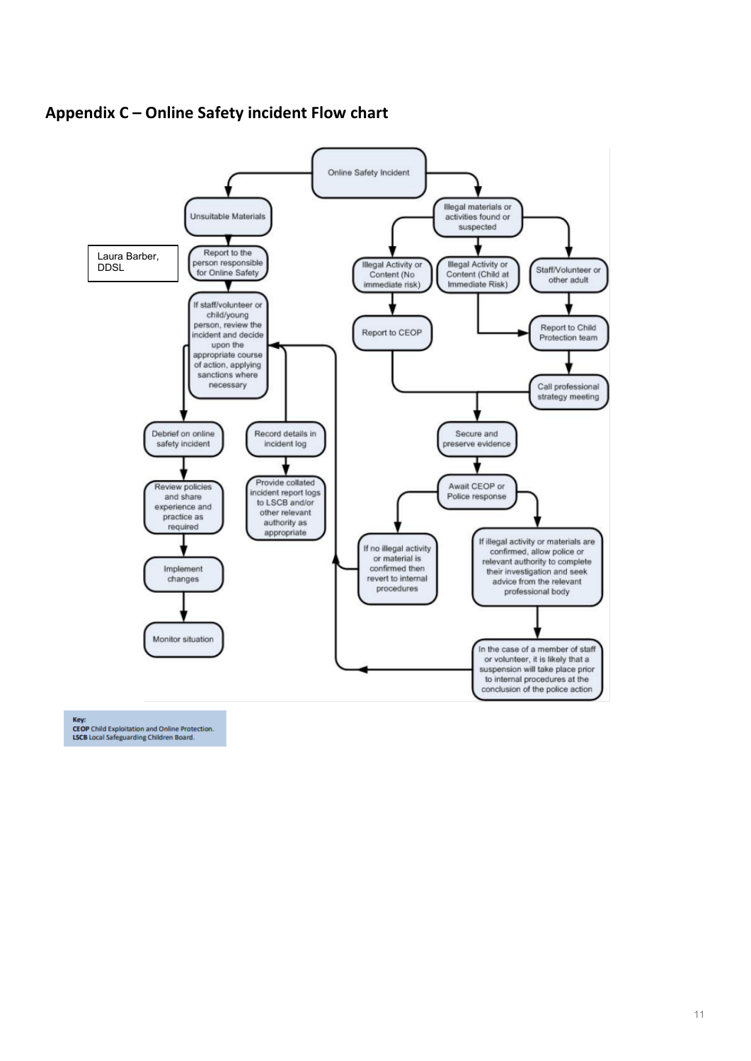## Appendix C – Online Safety incident Flow chart

Online Safety Incident

**Unsuitable Materials**

- Report to the person responsible for Online Safety (Laura Barber, DDSL)
- If staff/volunteer or child/young person, review the incident and decide upon the appropriate course of action, applying sanctions where necessary
- Debrief on online safety incident
  - Review policies and share experience and practice as required
  - Implement changes
  - Monitor situation
- Record details in incident log
  - Provide collated incident report logs to LSCB and/or other relevant authority as appropriate

**Illegal materials or activities found or suspected**

- Illegal Activity or Content (No immediate risk)
  - Report to CEOP
- Illegal Activity or Content (Child at Immediate Risk)
  - Report to Child Protection team
- Staff/Volunteer or other adult
  - Report to Child Protection team
  - Call professional strategy meeting
- Secure and preserve evidence
- Await CEOP or Police response
  - If no illegal activity or material is confirmed then revert to internal procedures
  - If illegal activity or materials are confirmed, allow police or relevant authority to complete their investigation and seek advice from the relevant professional body
    - In the case of a member of staff or volunteer, it is likely that a suspension will take place prior to internal procedures at the conclusion of the police action

**Key:**
**CEOP** Child Exploitation and Online Protection.
**LSCB** Local Safeguarding Children Board.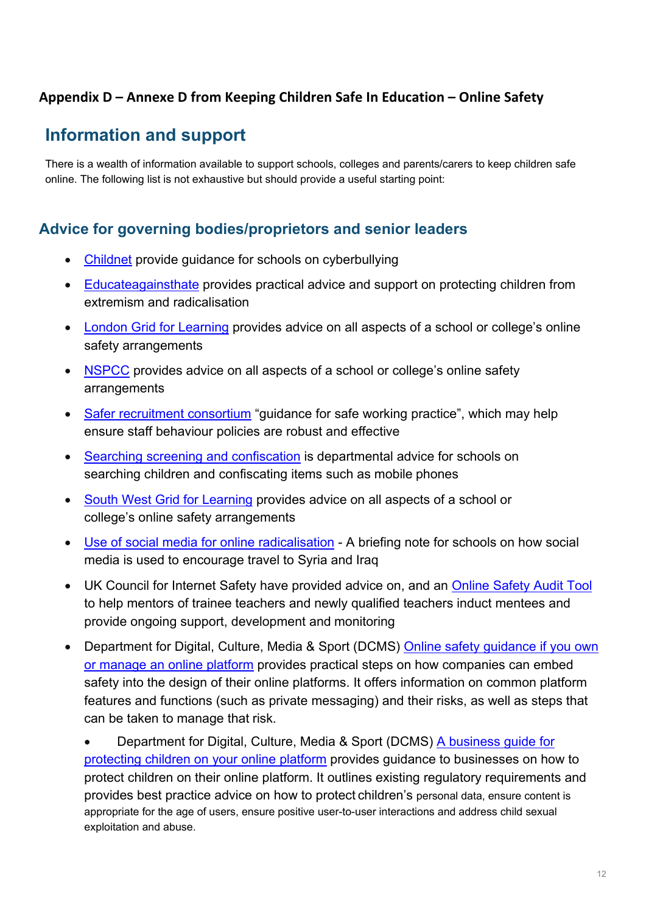### Appendix D – Annexe D from Keeping Children Safe In Education – Online Safety

## Information and support

There is a wealth of information available to support schools, colleges and parents/carers to keep children safe online. The following list is not exhaustive but should provide a useful starting point:

### Advice for governing bodies/proprietors and senior leaders

- Childnet provide guidance for schools on cyberbullying
- Educateagainsthate provides practical advice and support on protecting children from extremism and radicalisation
- London Grid for Learning provides advice on all aspects of a school or college's online safety arrangements
- NSPCC provides advice on all aspects of a school or college's online safety arrangements
- Safer recruitment consortium "guidance for safe working practice", which may help ensure staff behaviour policies are robust and effective
- Searching screening and confiscation is departmental advice for schools on searching children and confiscating items such as mobile phones
- South West Grid for Learning provides advice on all aspects of a school or college's online safety arrangements
- Use of social media for online radicalisation - A briefing note for schools on how social media is used to encourage travel to Syria and Iraq
- UK Council for Internet Safety have provided advice on, and an Online Safety Audit Tool to help mentors of trainee teachers and newly qualified teachers induct mentees and provide ongoing support, development and monitoring
- Department for Digital, Culture, Media & Sport (DCMS) Online safety guidance if you own or manage an online platform provides practical steps on how companies can embed safety into the design of their online platforms. It offers information on common platform features and functions (such as private messaging) and their risks, as well as steps that can be taken to manage that risk.
- Department for Digital, Culture, Media & Sport (DCMS) A business guide for protecting children on your online platform provides guidance to businesses on how to protect children on their online platform. It outlines existing regulatory requirements and provides best practice advice on how to protect children's personal data, ensure content is appropriate for the age of users, ensure positive user-to-user interactions and address child sexual exploitation and abuse.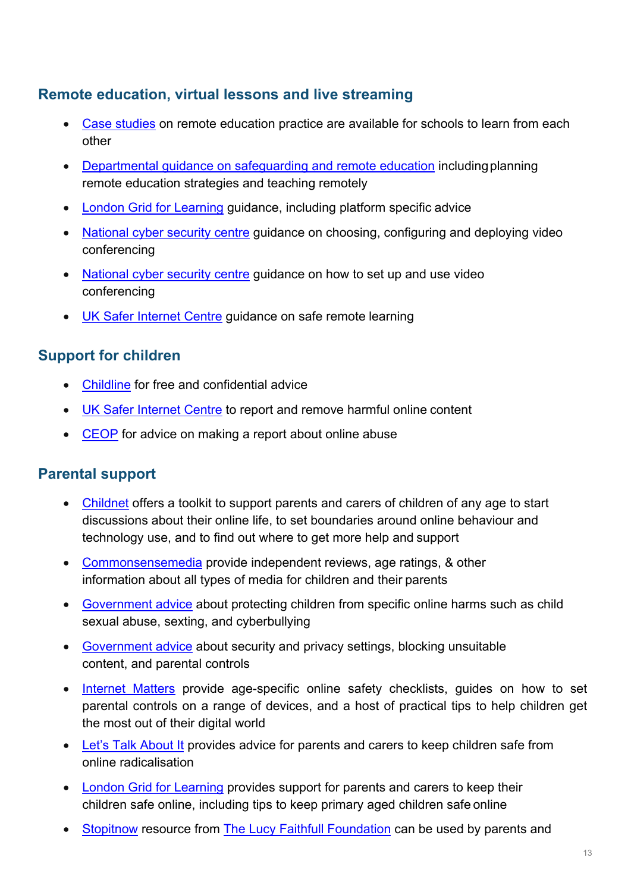## Remote education, virtual lessons and live streaming

- Case studies on remote education practice are available for schools to learn from each other
- Departmental guidance on safeguarding and remote education including planning remote education strategies and teaching remotely
- London Grid for Learning guidance, including platform specific advice
- National cyber security centre guidance on choosing, configuring and deploying video conferencing
- National cyber security centre guidance on how to set up and use video conferencing
- UK Safer Internet Centre guidance on safe remote learning

## Support for children

- Childline for free and confidential advice
- UK Safer Internet Centre to report and remove harmful online content
- CEOP for advice on making a report about online abuse

## Parental support

- Childnet offers a toolkit to support parents and carers of children of any age to start discussions about their online life, to set boundaries around online behaviour and technology use, and to find out where to get more help and support
- Commonsensemedia provide independent reviews, age ratings, & other information about all types of media for children and their parents
- Government advice about protecting children from specific online harms such as child sexual abuse, sexting, and cyberbullying
- Government advice about security and privacy settings, blocking unsuitable content, and parental controls
- Internet Matters provide age-specific online safety checklists, guides on how to set parental controls on a range of devices, and a host of practical tips to help children get the most out of their digital world
- Let's Talk About It provides advice for parents and carers to keep children safe from online radicalisation
- London Grid for Learning provides support for parents and carers to keep their children safe online, including tips to keep primary aged children safe online
- Stopitnow resource from The Lucy Faithfull Foundation can be used by parents and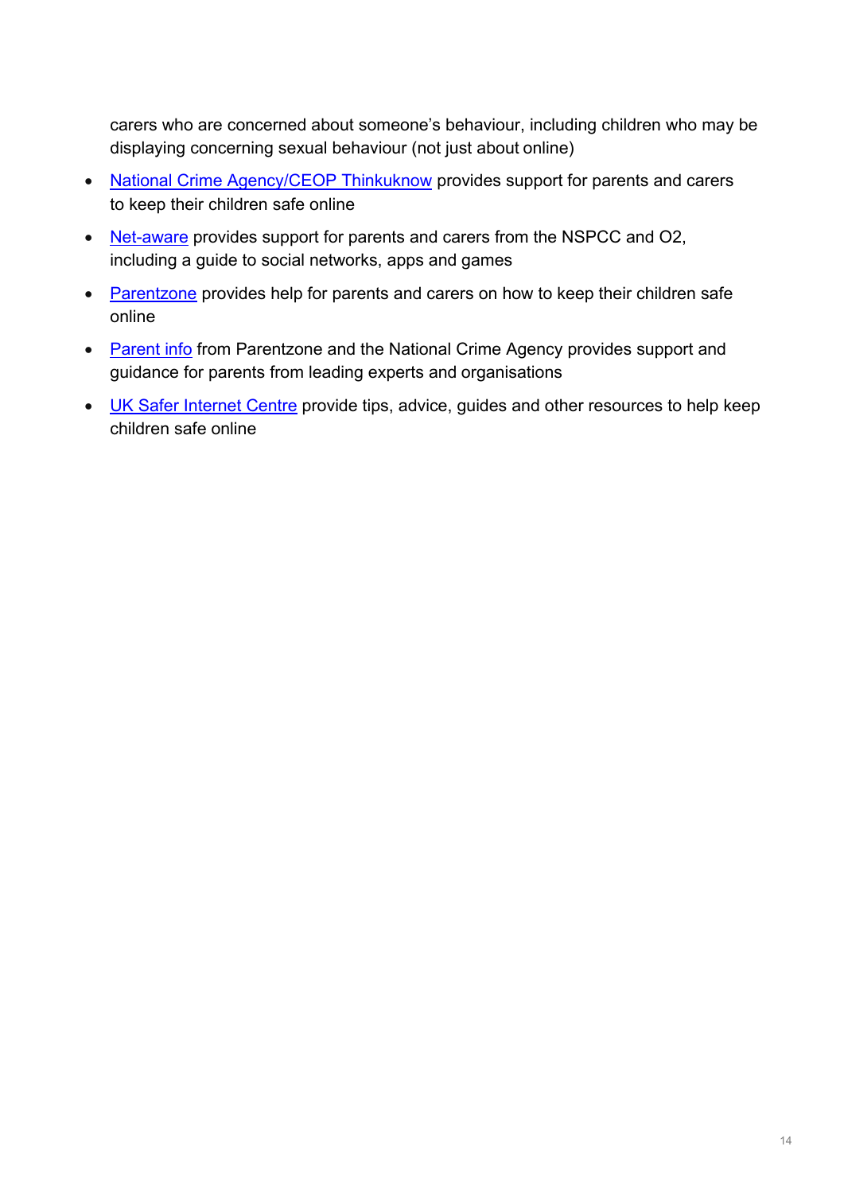carers who are concerned about someone's behaviour, including children who may be displaying concerning sexual behaviour (not just about online)

- National Crime Agency/CEOP Thinkuknow provides support for parents and carers to keep their children safe online
- Net-aware provides support for parents and carers from the NSPCC and O2, including a guide to social networks, apps and games
- Parentzone provides help for parents and carers on how to keep their children safe online
- Parent info from Parentzone and the National Crime Agency provides support and guidance for parents from leading experts and organisations
- UK Safer Internet Centre provide tips, advice, guides and other resources to help keep children safe online